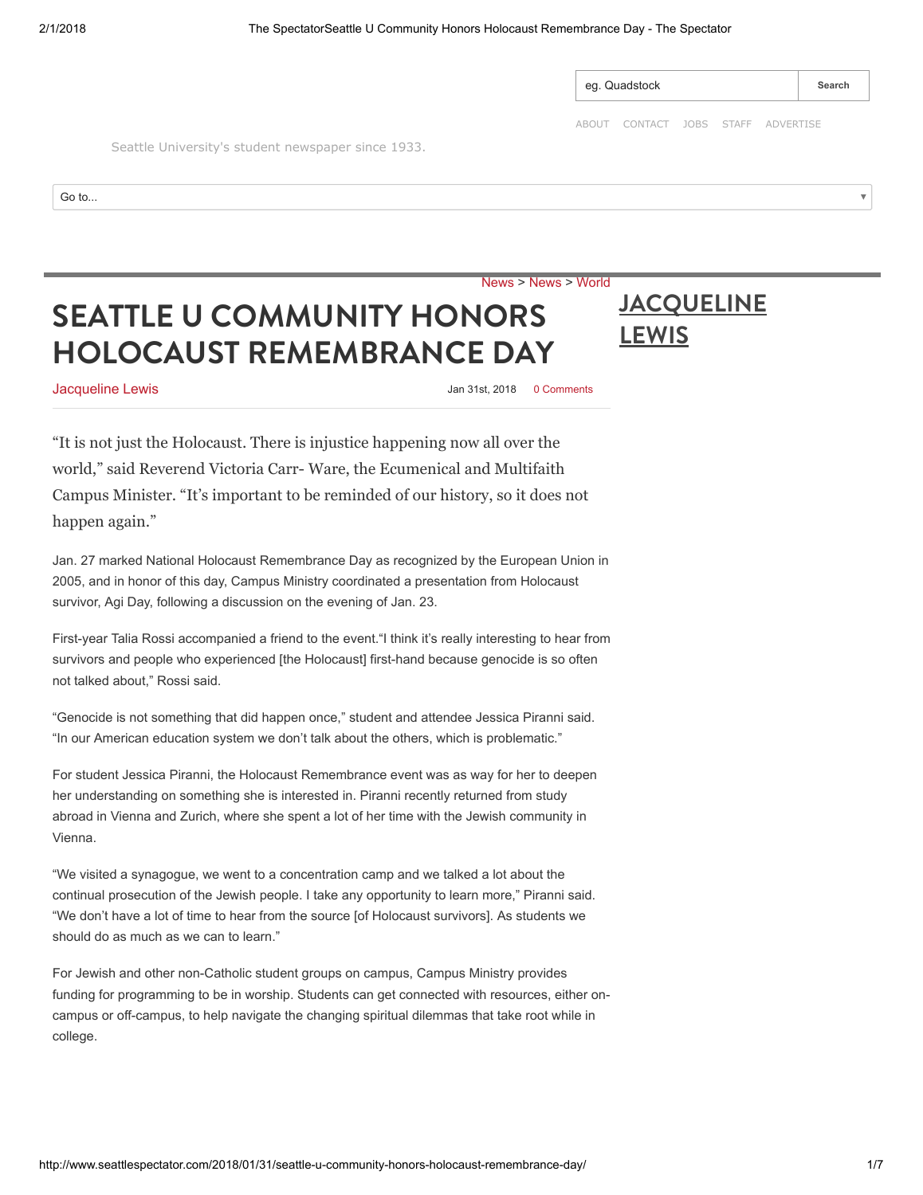eg. Quadstock | Search

ABOUT CONTACT JOBS STAFF ADVERTISE

Seattle University's student newspaper since 1933.

Go to...

News > News > World

# SEATTLE U COMMUNITY HONORS HOLOCAUST REMEMBRANCE DAY

Jacqueline Lewis

Jan 31st, 2018 0 Comments

**JACQUELINE LEWIS**

"It is not just the Holocaust. There is injustice happening now all over the world," said Reverend Victoria Carr- Ware, the Ecumenical and Multifaith Campus Minister. "It's important to be reminded of our history, so it does not happen again."

Jan. 27 marked National Holocaust Remembrance Day as recognized by the European Union in 2005, and in honor of this day, Campus Ministry coordinated a presentation from Holocaust survivor, Agi Day, following a discussion on the evening of Jan. 23.

First-year Talia Rossi accompanied a friend to the event."I think it's really interesting to hear from survivors and people who experienced [the Holocaust] first-hand because genocide is so often not talked about," Rossi said.

"Genocide is not something that did happen once," student and attendee Jessica Piranni said. "In our American education system we don't talk about the others, which is problematic."

For student Jessica Piranni, the Holocaust Remembrance event was as way for her to deepen her understanding on something she is interested in. Piranni recently returned from study abroad in Vienna and Zurich, where she spent a lot of her time with the Jewish community in Vienna.

"We visited a synagogue, we went to a concentration camp and we talked a lot about the continual prosecution of the Jewish people. I take any opportunity to learn more," Piranni said. "We don't have a lot of time to hear from the source [of Holocaust survivors]. As students we should do as much as we can to learn."

For Jewish and other non-Catholic student groups on campus, Campus Ministry provides funding for programming to be in worship. Students can get connected with resources, either on-campus or off-campus, to help navigate the changing spiritual dilemmas that take root while in college.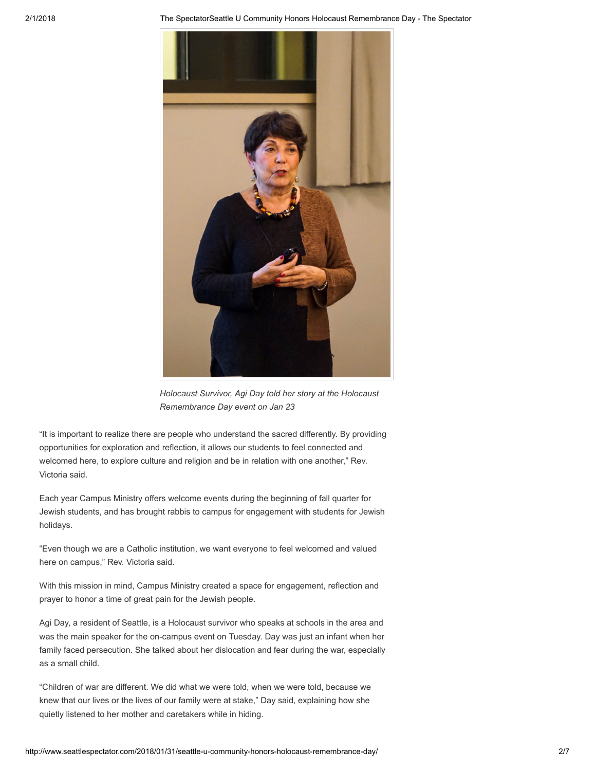*Holocaust Survivor, Agi Day told her story at the Holocaust Remembrance Day event on Jan 23*

"It is important to realize there are people who understand the sacred differently. By providing opportunities for exploration and reflection, it allows our students to feel connected and welcomed here, to explore culture and religion and be in relation with one another," Rev. Victoria said.

Each year Campus Ministry offers welcome events during the beginning of fall quarter for Jewish students, and has brought rabbis to campus for engagement with students for Jewish holidays.

"Even though we are a Catholic institution, we want everyone to feel welcomed and valued here on campus," Rev. Victoria said.

With this mission in mind, Campus Ministry created a space for engagement, reflection and prayer to honor a time of great pain for the Jewish people.

Agi Day, a resident of Seattle, is a Holocaust survivor who speaks at schools in the area and was the main speaker for the on-campus event on Tuesday. Day was just an infant when her family faced persecution. She talked about her dislocation and fear during the war, especially as a small child.

"Children of war are different. We did what we were told, when we were told, because we knew that our lives or the lives of our family were at stake," Day said, explaining how she quietly listened to her mother and caretakers while in hiding.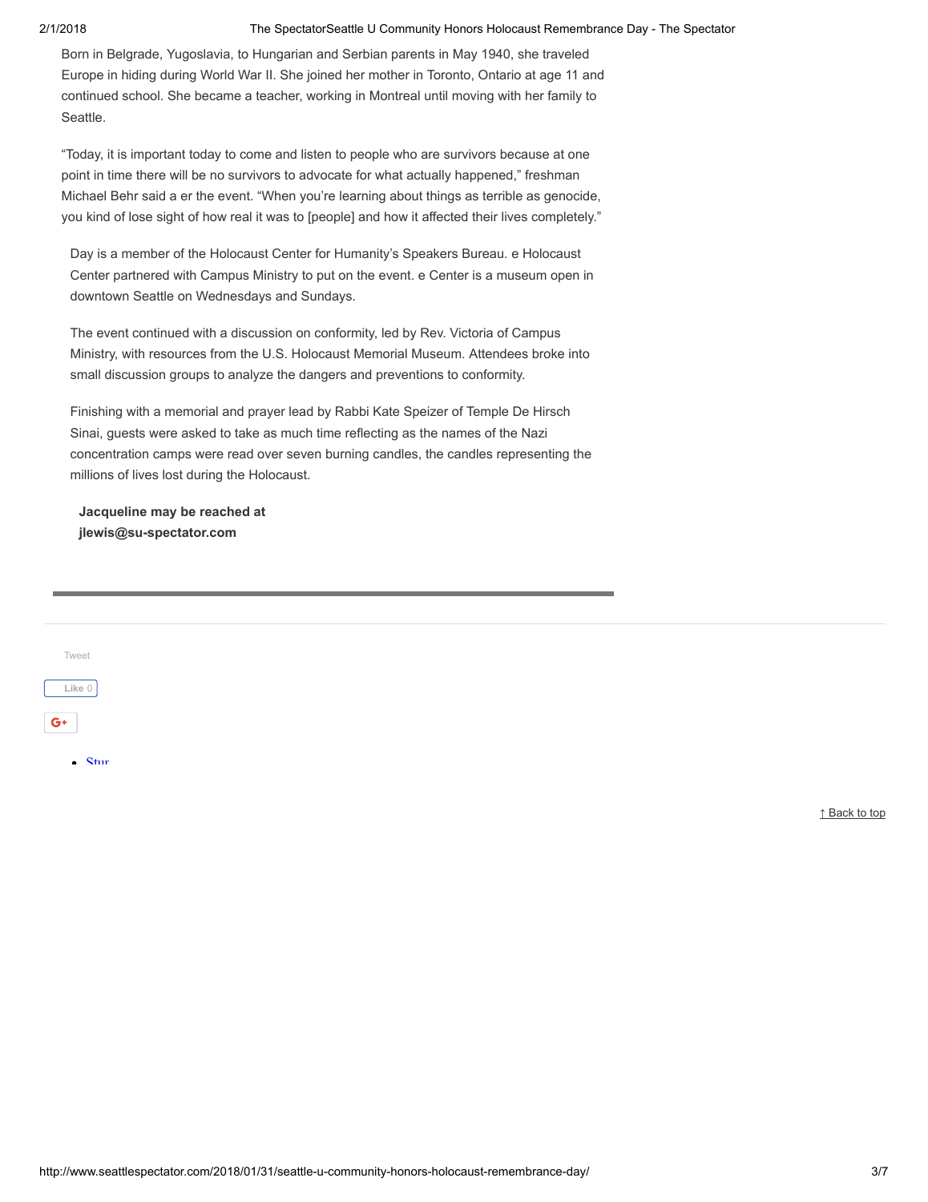Born in Belgrade, Yugoslavia, to Hungarian and Serbian parents in May 1940, she traveled Europe in hiding during World War II. She joined her mother in Toronto, Ontario at age 11 and continued school. She became a teacher, working in Montreal until moving with her family to Seattle.

"Today, it is important today to come and listen to people who are survivors because at one point in time there will be no survivors to advocate for what actually happened," freshman Michael Behr said a er the event. "When you're learning about things as terrible as genocide, you kind of lose sight of how real it was to [people] and how it affected their lives completely."

Day is a member of the Holocaust Center for Humanity's Speakers Bureau. e Holocaust Center partnered with Campus Ministry to put on the event. e Center is a museum open in downtown Seattle on Wednesdays and Sundays.

The event continued with a discussion on conformity, led by Rev. Victoria of Campus Ministry, with resources from the U.S. Holocaust Memorial Museum. Attendees broke into small discussion groups to analyze the dangers and preventions to conformity.

Finishing with a memorial and prayer lead by Rabbi Kate Speizer of Temple De Hirsch Sinai, guests were asked to take as much time reflecting as the names of the Nazi concentration camps were read over seven burning candles, the candles representing the millions of lives lost during the Holocaust.

**Jacqueline may be reached at jlewis@su-spectator.com**

Tweet

Like 0

G+

- Stur

↑ Back to top